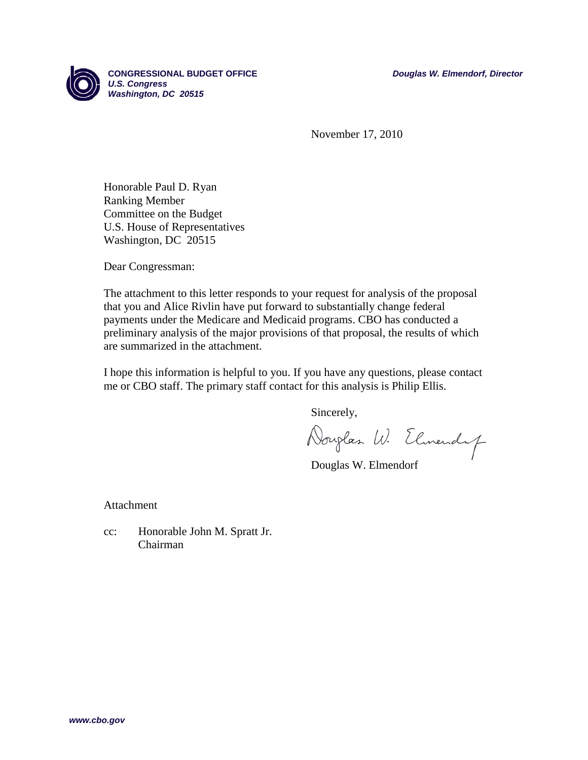**CONGRESSIONAL BUDGET OFFICE**
***U.S. Congress***
***Washington, DC 20515***

***Douglas W. Elmendorf, Director***

November 17, 2010

Honorable Paul D. Ryan
Ranking Member
Committee on the Budget
U.S. House of Representatives
Washington, DC 20515

Dear Congressman:

The attachment to this letter responds to your request for analysis of the proposal that you and Alice Rivlin have put forward to substantially change federal payments under the Medicare and Medicaid programs. CBO has conducted a preliminary analysis of the major provisions of that proposal, the results of which are summarized in the attachment.

I hope this information is helpful to you. If you have any questions, please contact me or CBO staff. The primary staff contact for this analysis is Philip Ellis.

Sincerely,

Douglas W. Elmendorf

Attachment

cc: Honorable John M. Spratt Jr.
Chairman

***www.cbo.gov***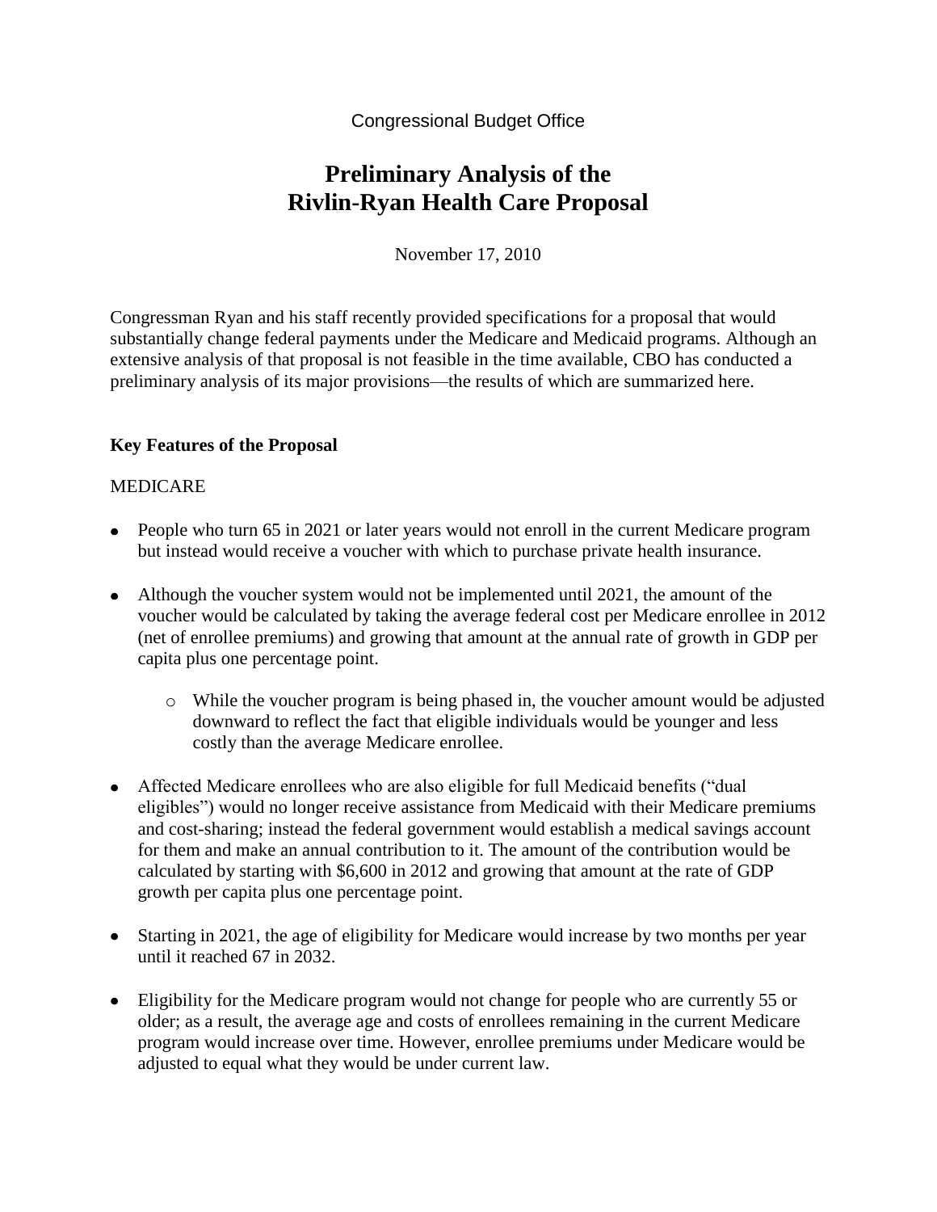Congressional Budget Office

# Preliminary Analysis of the Rivlin-Ryan Health Care Proposal

November 17, 2010

Congressman Ryan and his staff recently provided specifications for a proposal that would substantially change federal payments under the Medicare and Medicaid programs. Although an extensive analysis of that proposal is not feasible in the time available, CBO has conducted a preliminary analysis of its major provisions—the results of which are summarized here.

## Key Features of the Proposal

### MEDICARE

- People who turn 65 in 2021 or later years would not enroll in the current Medicare program but instead would receive a voucher with which to purchase private health insurance.
- Although the voucher system would not be implemented until 2021, the amount of the voucher would be calculated by taking the average federal cost per Medicare enrollee in 2012 (net of enrollee premiums) and growing that amount at the annual rate of growth in GDP per capita plus one percentage point.
  - While the voucher program is being phased in, the voucher amount would be adjusted downward to reflect the fact that eligible individuals would be younger and less costly than the average Medicare enrollee.
- Affected Medicare enrollees who are also eligible for full Medicaid benefits ("dual eligibles") would no longer receive assistance from Medicaid with their Medicare premiums and cost-sharing; instead the federal government would establish a medical savings account for them and make an annual contribution to it. The amount of the contribution would be calculated by starting with $6,600 in 2012 and growing that amount at the rate of GDP growth per capita plus one percentage point.
- Starting in 2021, the age of eligibility for Medicare would increase by two months per year until it reached 67 in 2032.
- Eligibility for the Medicare program would not change for people who are currently 55 or older; as a result, the average age and costs of enrollees remaining in the current Medicare program would increase over time. However, enrollee premiums under Medicare would be adjusted to equal what they would be under current law.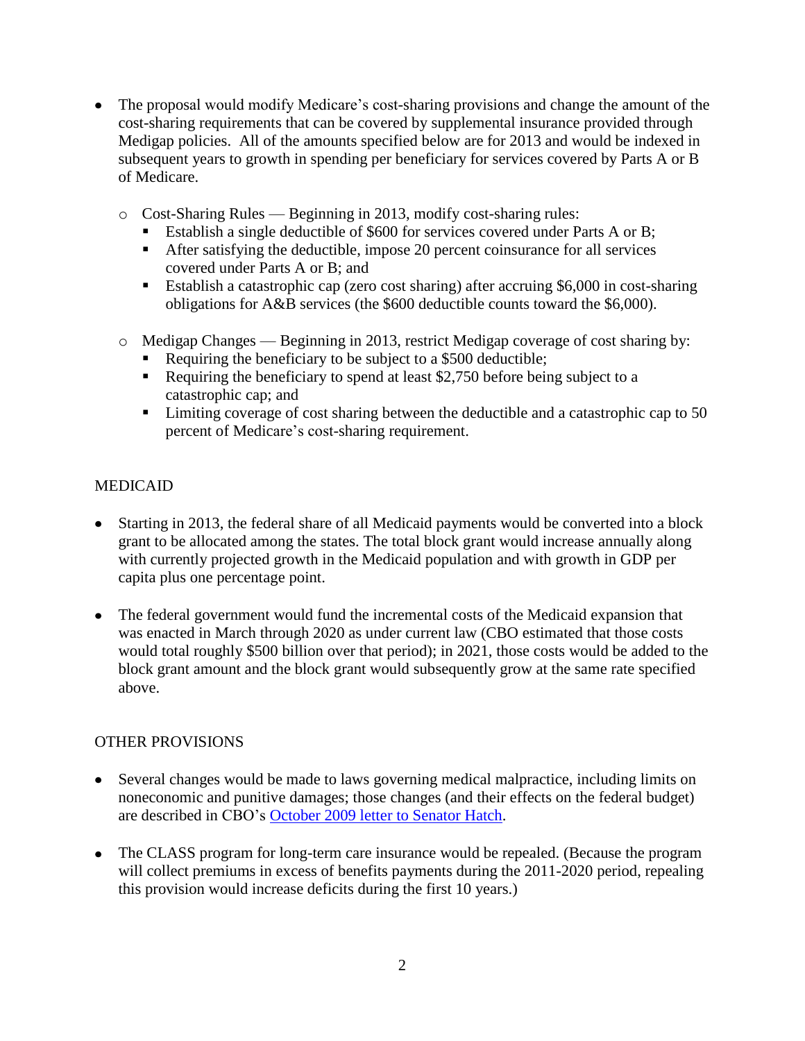- The proposal would modify Medicare's cost-sharing provisions and change the amount of the cost-sharing requirements that can be covered by supplemental insurance provided through Medigap policies. All of the amounts specified below are for 2013 and would be indexed in subsequent years to growth in spending per beneficiary for services covered by Parts A or B of Medicare.
  - Cost-Sharing Rules — Beginning in 2013, modify cost-sharing rules:
    - Establish a single deductible of $600 for services covered under Parts A or B;
    - After satisfying the deductible, impose 20 percent coinsurance for all services covered under Parts A or B; and
    - Establish a catastrophic cap (zero cost sharing) after accruing $6,000 in cost-sharing obligations for A&B services (the $600 deductible counts toward the $6,000).
  - Medigap Changes — Beginning in 2013, restrict Medigap coverage of cost sharing by:
    - Requiring the beneficiary to be subject to a $500 deductible;
    - Requiring the beneficiary to spend at least $2,750 before being subject to a catastrophic cap; and
    - Limiting coverage of cost sharing between the deductible and a catastrophic cap to 50 percent of Medicare's cost-sharing requirement.

MEDICAID

- Starting in 2013, the federal share of all Medicaid payments would be converted into a block grant to be allocated among the states. The total block grant would increase annually along with currently projected growth in the Medicaid population and with growth in GDP per capita plus one percentage point.

- The federal government would fund the incremental costs of the Medicaid expansion that was enacted in March through 2020 as under current law (CBO estimated that those costs would total roughly $500 billion over that period); in 2021, those costs would be added to the block grant amount and the block grant would subsequently grow at the same rate specified above.

OTHER PROVISIONS

- Several changes would be made to laws governing medical malpractice, including limits on noneconomic and punitive damages; those changes (and their effects on the federal budget) are described in CBO's October 2009 letter to Senator Hatch.

- The CLASS program for long-term care insurance would be repealed. (Because the program will collect premiums in excess of benefits payments during the 2011-2020 period, repealing this provision would increase deficits during the first 10 years.)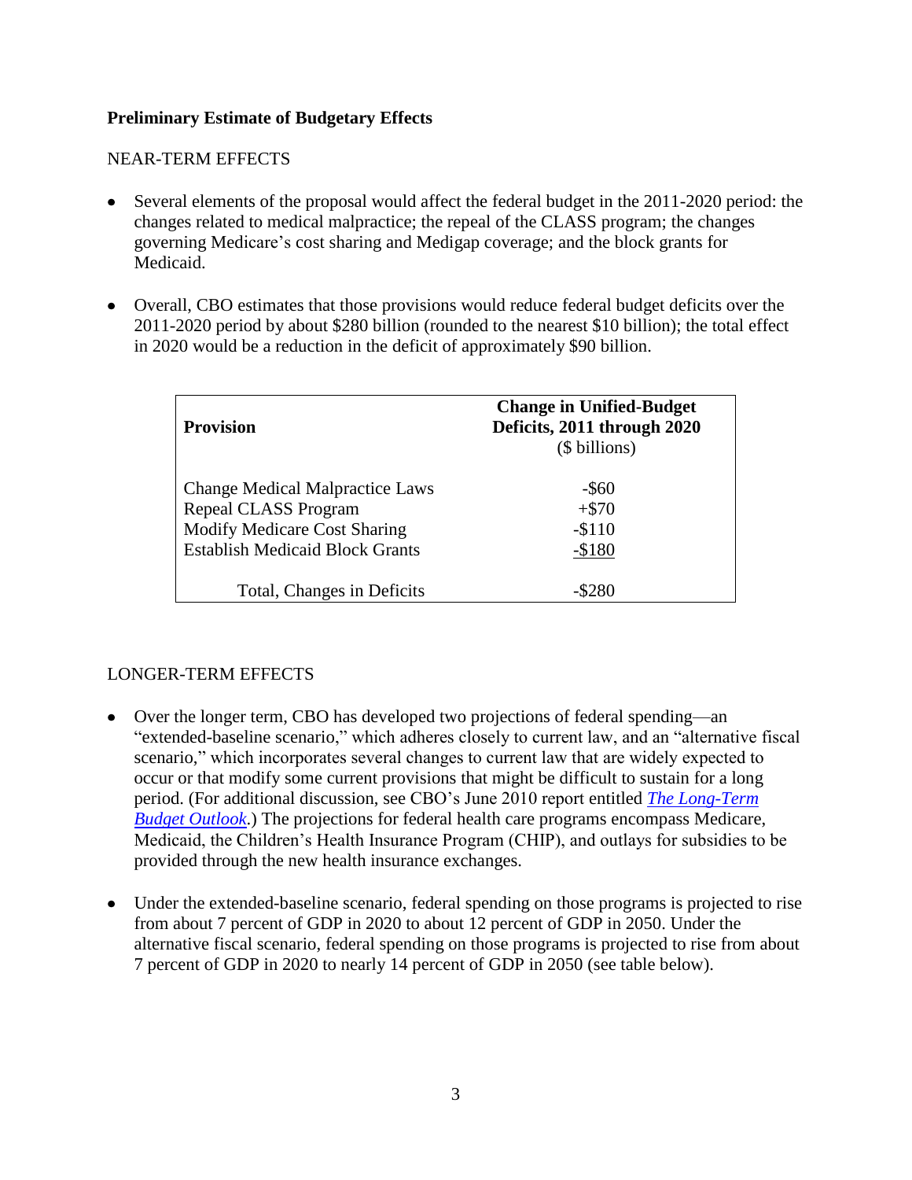**Preliminary Estimate of Budgetary Effects**

NEAR-TERM EFFECTS

- Several elements of the proposal would affect the federal budget in the 2011-2020 period: the changes related to medical malpractice; the repeal of the CLASS program; the changes governing Medicare's cost sharing and Medigap coverage; and the block grants for Medicaid.
- Overall, CBO estimates that those provisions would reduce federal budget deficits over the 2011-2020 period by about $280 billion (rounded to the nearest $10 billion); the total effect in 2020 would be a reduction in the deficit of approximately $90 billion.

| **Provision** | **Change in Unified-Budget Deficits, 2011 through 2020** ($ billions) |
|---|---|
| Change Medical Malpractice Laws | -$60 |
| Repeal CLASS Program | +$70 |
| Modify Medicare Cost Sharing | -$110 |
| Establish Medicaid Block Grants | -$180 |
| Total, Changes in Deficits | -$280 |

LONGER-TERM EFFECTS

- Over the longer term, CBO has developed two projections of federal spending—an "extended-baseline scenario," which adheres closely to current law, and an "alternative fiscal scenario," which incorporates several changes to current law that are widely expected to occur or that modify some current provisions that might be difficult to sustain for a long period. (For additional discussion, see CBO's June 2010 report entitled *The Long-Term Budget Outlook*.) The projections for federal health care programs encompass Medicare, Medicaid, the Children's Health Insurance Program (CHIP), and outlays for subsidies to be provided through the new health insurance exchanges.
- Under the extended-baseline scenario, federal spending on those programs is projected to rise from about 7 percent of GDP in 2020 to about 12 percent of GDP in 2050. Under the alternative fiscal scenario, federal spending on those programs is projected to rise from about 7 percent of GDP in 2020 to nearly 14 percent of GDP in 2050 (see table below).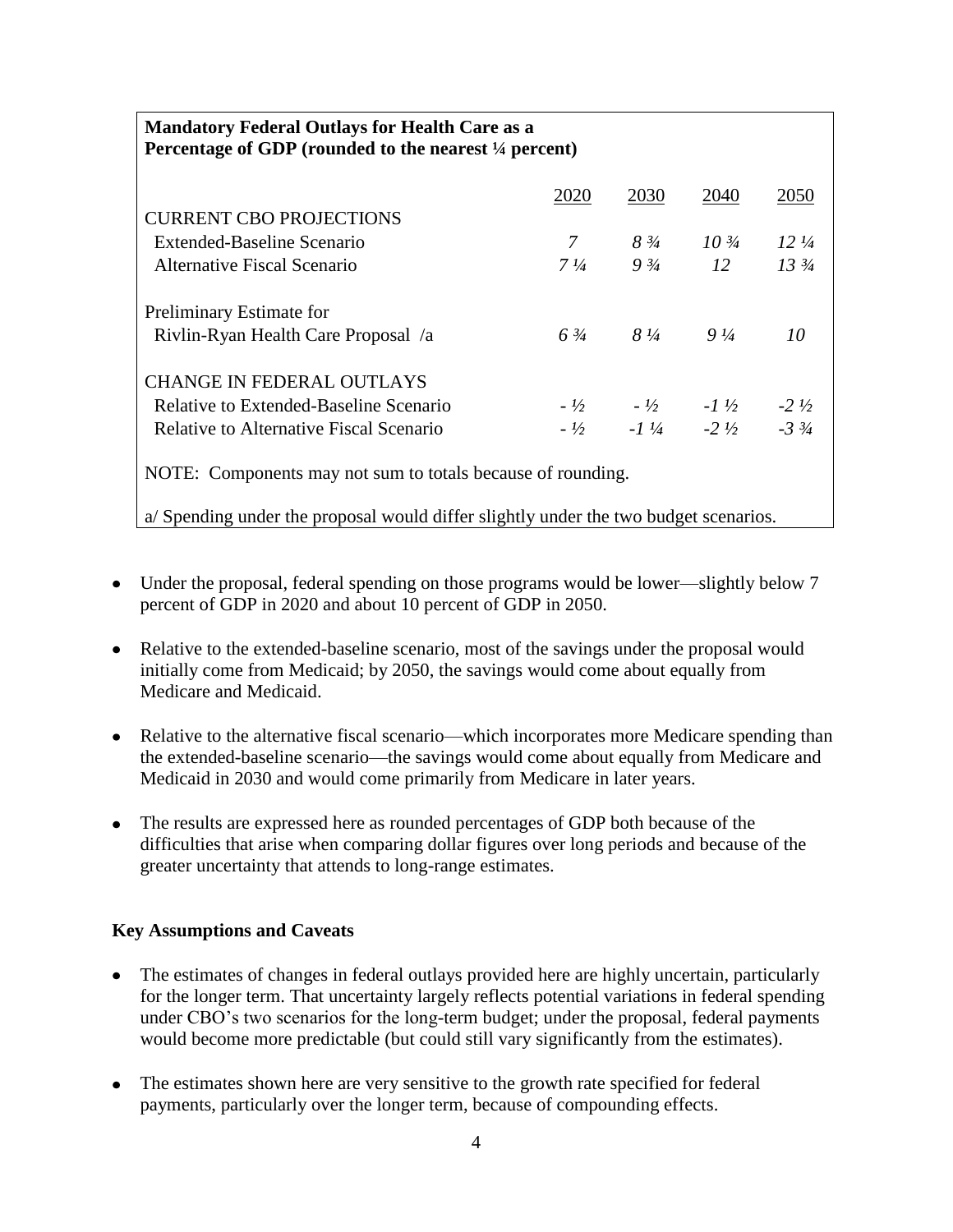**Mandatory Federal Outlays for Health Care as a Percentage of GDP (rounded to the nearest ¼ percent)**

| | 2020 | 2030 | 2040 | 2050 |
|---|---|---|---|---|
| CURRENT CBO PROJECTIONS | | | | |
| Extended-Baseline Scenario | *7* | *8 ¾* | *10 ¾* | *12 ¼* |
| Alternative Fiscal Scenario | *7 ¼* | *9 ¾* | *12* | *13 ¾* |
| Preliminary Estimate for Rivlin-Ryan Health Care Proposal /a | *6 ¾* | *8 ¼* | *9 ¼* | *10* |
| CHANGE IN FEDERAL OUTLAYS | | | | |
| Relative to Extended-Baseline Scenario | *- ½* | *- ½* | *-1 ½* | *-2 ½* |
| Relative to Alternative Fiscal Scenario | *- ½* | *-1 ¼* | *-2 ½* | *-3 ¾* |

NOTE: Components may not sum to totals because of rounding.

a/ Spending under the proposal would differ slightly under the two budget scenarios.

- Under the proposal, federal spending on those programs would be lower—slightly below 7 percent of GDP in 2020 and about 10 percent of GDP in 2050.
- Relative to the extended-baseline scenario, most of the savings under the proposal would initially come from Medicaid; by 2050, the savings would come about equally from Medicare and Medicaid.
- Relative to the alternative fiscal scenario—which incorporates more Medicare spending than the extended-baseline scenario—the savings would come about equally from Medicare and Medicaid in 2030 and would come primarily from Medicare in later years.
- The results are expressed here as rounded percentages of GDP both because of the difficulties that arise when comparing dollar figures over long periods and because of the greater uncertainty that attends to long-range estimates.

**Key Assumptions and Caveats**

- The estimates of changes in federal outlays provided here are highly uncertain, particularly for the longer term. That uncertainty largely reflects potential variations in federal spending under CBO's two scenarios for the long-term budget; under the proposal, federal payments would become more predictable (but could still vary significantly from the estimates).
- The estimates shown here are very sensitive to the growth rate specified for federal payments, particularly over the longer term, because of compounding effects.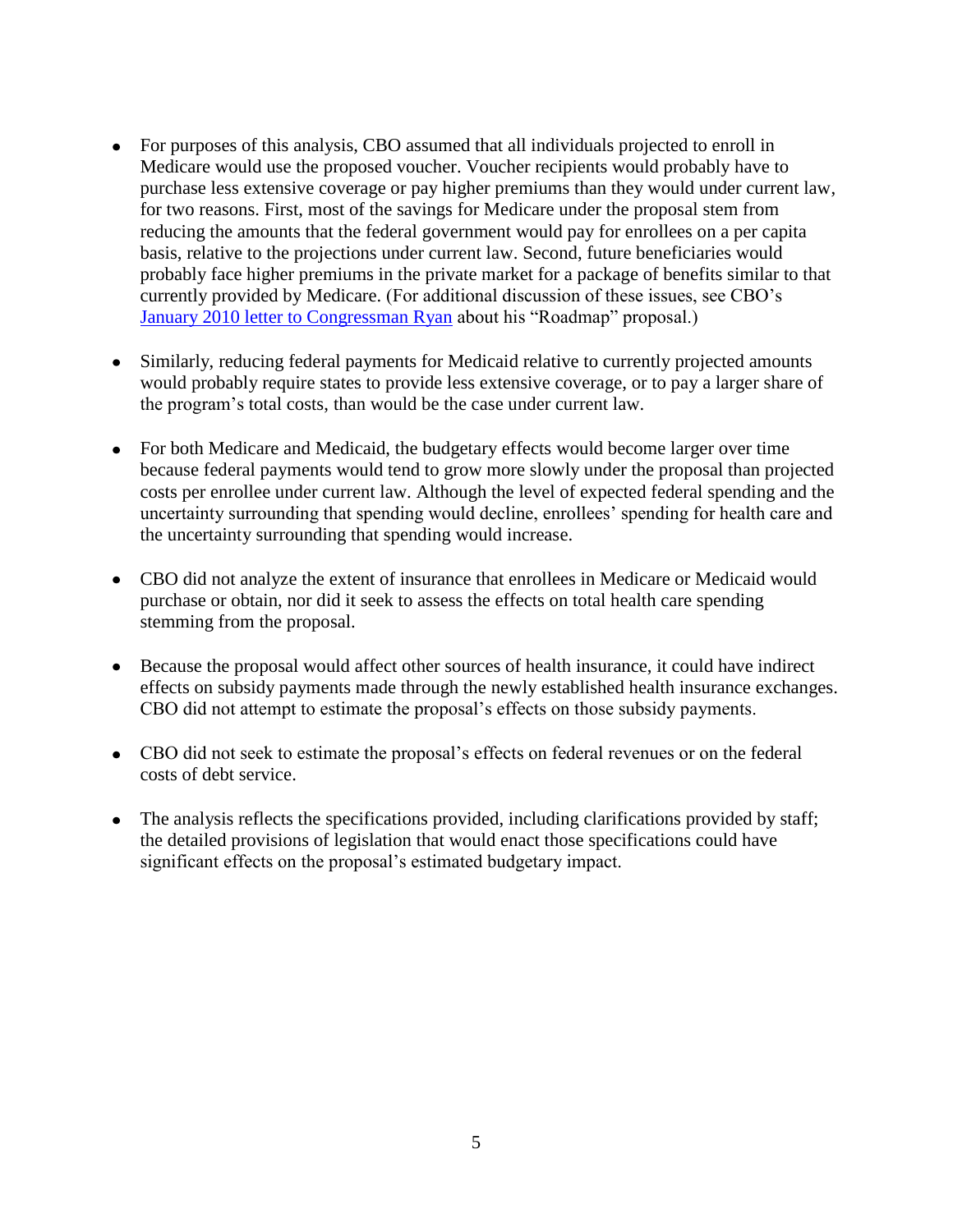- For purposes of this analysis, CBO assumed that all individuals projected to enroll in Medicare would use the proposed voucher. Voucher recipients would probably have to purchase less extensive coverage or pay higher premiums than they would under current law, for two reasons. First, most of the savings for Medicare under the proposal stem from reducing the amounts that the federal government would pay for enrollees on a per capita basis, relative to the projections under current law. Second, future beneficiaries would probably face higher premiums in the private market for a package of benefits similar to that currently provided by Medicare. (For additional discussion of these issues, see CBO's January 2010 letter to Congressman Ryan about his "Roadmap" proposal.)

- Similarly, reducing federal payments for Medicaid relative to currently projected amounts would probably require states to provide less extensive coverage, or to pay a larger share of the program's total costs, than would be the case under current law.

- For both Medicare and Medicaid, the budgetary effects would become larger over time because federal payments would tend to grow more slowly under the proposal than projected costs per enrollee under current law. Although the level of expected federal spending and the uncertainty surrounding that spending would decline, enrollees' spending for health care and the uncertainty surrounding that spending would increase.

- CBO did not analyze the extent of insurance that enrollees in Medicare or Medicaid would purchase or obtain, nor did it seek to assess the effects on total health care spending stemming from the proposal.

- Because the proposal would affect other sources of health insurance, it could have indirect effects on subsidy payments made through the newly established health insurance exchanges. CBO did not attempt to estimate the proposal's effects on those subsidy payments.

- CBO did not seek to estimate the proposal's effects on federal revenues or on the federal costs of debt service.

- The analysis reflects the specifications provided, including clarifications provided by staff; the detailed provisions of legislation that would enact those specifications could have significant effects on the proposal's estimated budgetary impact.